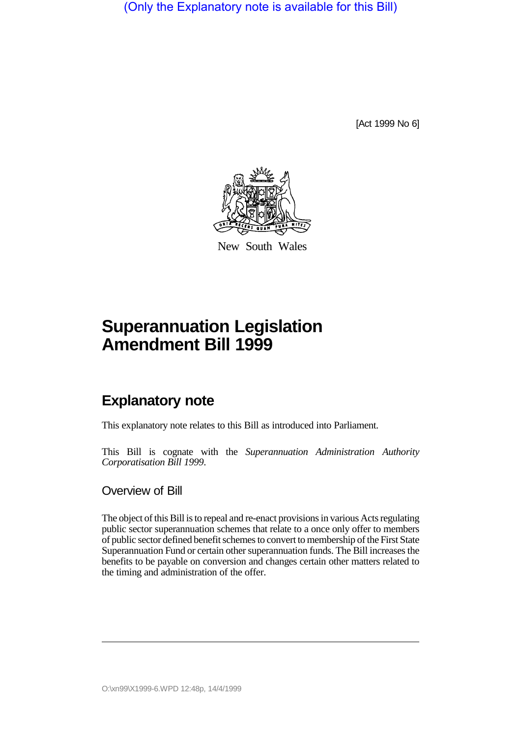(Only the Explanatory note is available for this Bill)

[Act 1999 No 6]

New South Wales

# Superannuation Legislation Amendment Bill 1999

## Explanatory note

This explanatory note relates to this Bill as introduced into Parliament.

This Bill is cognate with the *Superannuation Administration Authority Corporatisation Bill 1999*.

### Overview of Bill

The object of this Bill is to repeal and re-enact provisions in various Acts regulating public sector superannuation schemes that relate to a once only offer to members of public sector defined benefit schemes to convert to membership of the First State Superannuation Fund or certain other superannuation funds. The Bill increases the benefits to be payable on conversion and changes certain other matters related to the timing and administration of the offer.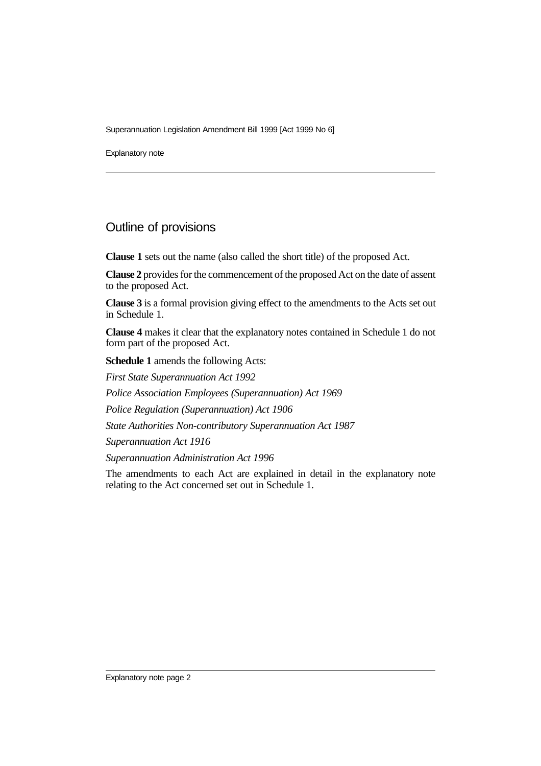## Outline of provisions

**Clause 1** sets out the name (also called the short title) of the proposed Act.

**Clause 2** provides for the commencement of the proposed Act on the date of assent to the proposed Act.

**Clause 3** is a formal provision giving effect to the amendments to the Acts set out in Schedule 1.

**Clause 4** makes it clear that the explanatory notes contained in Schedule 1 do not form part of the proposed Act.

**Schedule 1** amends the following Acts:

*First State Superannuation Act 1992*

*Police Association Employees (Superannuation) Act 1969*

*Police Regulation (Superannuation) Act 1906*

*State Authorities Non-contributory Superannuation Act 1987*

*Superannuation Act 1916*

*Superannuation Administration Act 1996*

The amendments to each Act are explained in detail in the explanatory note relating to the Act concerned set out in Schedule 1.